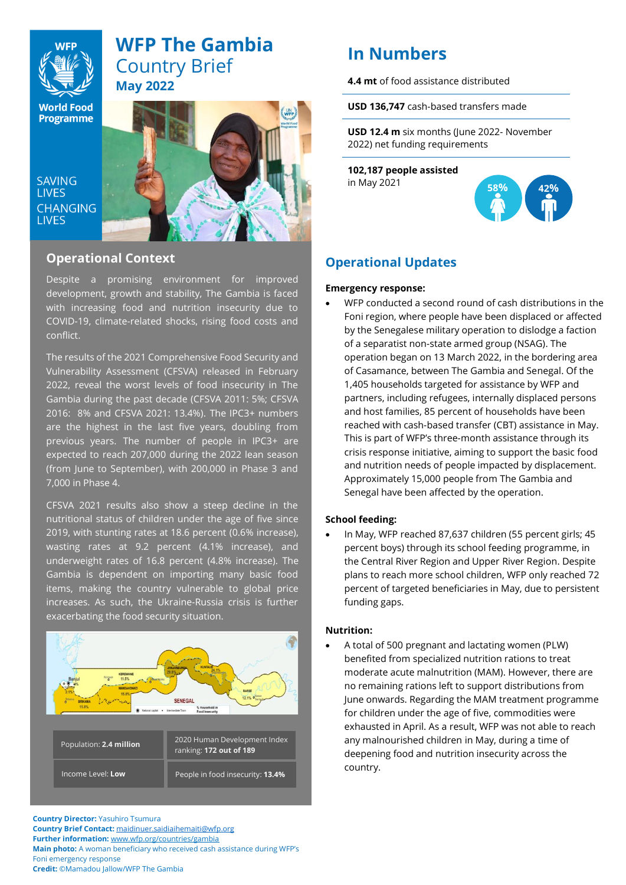# WFP The Gambia

## Country Brief

### May 2022

SAVING LIVES
CHANGING LIVES

## Operational Context

Despite a promising environment for improved development, growth and stability, The Gambia is faced with increasing food and nutrition insecurity due to COVID-19, climate-related shocks, rising food costs and conflict.

The results of the 2021 Comprehensive Food Security and Vulnerability Assessment (CFSVA) released in February 2022, reveal the worst levels of food insecurity in The Gambia during the past decade (CFSVA 2011: 5%; CFSVA 2016: 8% and CFSVA 2021: 13.4%). The IPC3+ numbers are the highest in the last five years, doubling from previous years. The number of people in IPC3+ are expected to reach 207,000 during the 2022 lean season (from June to September), with 200,000 in Phase 3 and 7,000 in Phase 4.

CFSVA 2021 results also show a steep decline in the nutritional status of children under the age of five since 2019, with stunting rates at 18.6 percent (0.6% increase), wasting rates at 9.2 percent (4.1% increase), and underweight rates of 16.8 percent (4.8% increase). The Gambia is dependent on importing many basic food items, making the country vulnerable to global price increases. As such, the Ukraine-Russia crisis is further exacerbating the food security situation.

| | |
|---|---|
| Population: **2.4 million** | 2020 Human Development Index ranking: **172 out of 189** |
| Income Level: **Low** | People in food insecurity: **13.4%** |

**Country Director:** Yasuhiro Tsumura
**Country Brief Contact:** maidinuer.saidiaihemaiti@wfp.org
**Further information:** www.wfp.org/countries/gambia
**Main photo:** A woman beneficiary who received cash assistance during WFP's Foni emergency response
**Credit:** ©Mamadou Jallow/WFP The Gambia

## In Numbers

**4.4 mt** of food assistance distributed

**USD 136,747** cash-based transfers made

**USD 12.4 m** six months (June 2022- November 2022) net funding requirements

**102,187 people assisted** in May 2021

58% 42%

## Operational Updates

**Emergency response:**

- WFP conducted a second round of cash distributions in the Foni region, where people have been displaced or affected by the Senegalese military operation to dislodge a faction of a separatist non-state armed group (NSAG). The operation began on 13 March 2022, in the bordering area of Casamance, between The Gambia and Senegal. Of the 1,405 households targeted for assistance by WFP and partners, including refugees, internally displaced persons and host families, 85 percent of households have been reached with cash-based transfer (CBT) assistance in May. This is part of WFP's three-month assistance through its crisis response initiative, aiming to support the basic food and nutrition needs of people impacted by displacement. Approximately 15,000 people from The Gambia and Senegal have been affected by the operation.

**School feeding:**

- In May, WFP reached 87,637 children (55 percent girls; 45 percent boys) through its school feeding programme, in the Central River Region and Upper River Region. Despite plans to reach more school children, WFP only reached 72 percent of targeted beneficiaries in May, due to persistent funding gaps.

**Nutrition:**

- A total of 500 pregnant and lactating women (PLW) benefited from specialized nutrition rations to treat moderate acute malnutrition (MAM). However, there are no remaining rations left to support distributions from June onwards. Regarding the MAM treatment programme for children under the age of five, commodities were exhausted in April. As a result, WFP was not able to reach any malnourished children in May, during a time of deepening food and nutrition insecurity across the country.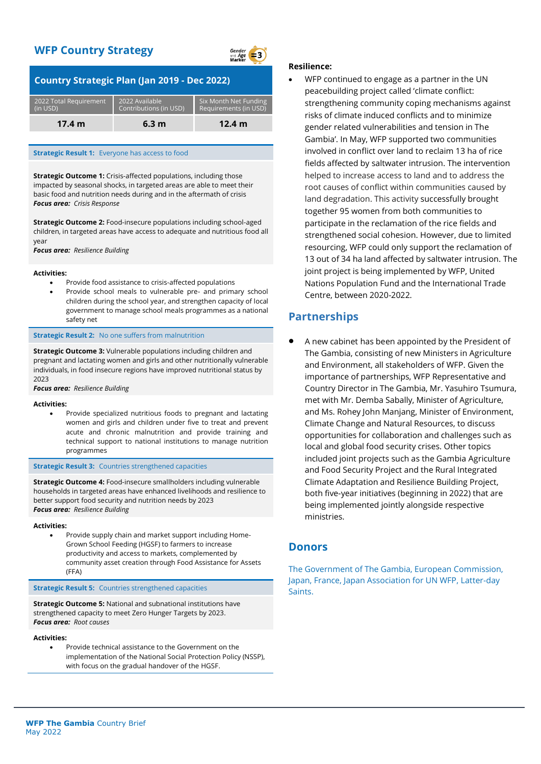## WFP Country Strategy

Gender and Age Marker 3

### Country Strategic Plan (Jan 2019 - Dec 2022)

| 2022 Total Requirement (in USD) | 2022 Available Contributions (in USD) | Six Month Net Funding Requirements (in USD) |
|---|---|---|
| 17.4 m | 6.3 m | 12.4 m |

**Strategic Result 1:** Everyone has access to food

**Strategic Outcome 1:** Crisis-affected populations, including those impacted by seasonal shocks, in targeted areas are able to meet their basic food and nutrition needs during and in the aftermath of crisis
***Focus area:*** *Crisis Response*

**Strategic Outcome 2:** Food-insecure populations including school-aged children, in targeted areas have access to adequate and nutritious food all year
***Focus area:*** *Resilience Building*

**Activities:**

- Provide food assistance to crisis-affected populations
- Provide school meals to vulnerable pre- and primary school children during the school year, and strengthen capacity of local government to manage school meals programmes as a national safety net

**Strategic Result 2:** No one suffers from malnutrition

**Strategic Outcome 3:** Vulnerable populations including children and pregnant and lactating women and girls and other nutritionally vulnerable individuals, in food insecure regions have improved nutritional status by 2023
***Focus area:*** *Resilience Building*

**Activities:**

- Provide specialized nutritious foods to pregnant and lactating women and girls and children under five to treat and prevent acute and chronic malnutrition and provide training and technical support to national institutions to manage nutrition programmes

**Strategic Result 3:** Countries strengthened capacities

**Strategic Outcome 4:** Food-insecure smallholders including vulnerable households in targeted areas have enhanced livelihoods and resilience to better support food security and nutrition needs by 2023
***Focus area:*** *Resilience Building*

**Activities:**

- Provide supply chain and market support including Home-Grown School Feeding (HGSF) to farmers to increase productivity and access to markets, complemented by community asset creation through Food Assistance for Assets (FFA)

**Strategic Result 5:** Countries strengthened capacities

**Strategic Outcome 5:** National and subnational institutions have strengthened capacity to meet Zero Hunger Targets by 2023.
***Focus area:*** *Root causes*

**Activities:**

- Provide technical assistance to the Government on the implementation of the National Social Protection Policy (NSSP), with focus on the gradual handover of the HGSF.

**Resilience:**

- WFP continued to engage as a partner in the UN peacebuilding project called 'climate conflict: strengthening community coping mechanisms against risks of climate induced conflicts and to minimize gender related vulnerabilities and tension in The Gambia'. In May, WFP supported two communities involved in conflict over land to reclaim 13 ha of rice fields affected by saltwater intrusion. The intervention helped to increase access to land and to address the root causes of conflict within communities caused by land degradation. This activity successfully brought together 95 women from both communities to participate in the reclamation of the rice fields and strengthened social cohesion. However, due to limited resourcing, WFP could only support the reclamation of 13 out of 34 ha land affected by saltwater intrusion. The joint project is being implemented by WFP, United Nations Population Fund and the International Trade Centre, between 2020-2022.

## Partnerships

- A new cabinet has been appointed by the President of The Gambia, consisting of new Ministers in Agriculture and Environment, all stakeholders of WFP. Given the importance of partnerships, WFP Representative and Country Director in The Gambia, Mr. Yasuhiro Tsumura, met with Mr. Demba Sabally, Minister of Agriculture, and Ms. Rohey John Manjang, Minister of Environment, Climate Change and Natural Resources, to discuss opportunities for collaboration and challenges such as local and global food security crises. Other topics included joint projects such as the Gambia Agriculture and Food Security Project and the Rural Integrated Climate Adaptation and Resilience Building Project, both five-year initiatives (beginning in 2022) that are being implemented jointly alongside respective ministries.

## Donors

The Government of The Gambia, European Commission, Japan, France, Japan Association for UN WFP, Latter-day Saints.